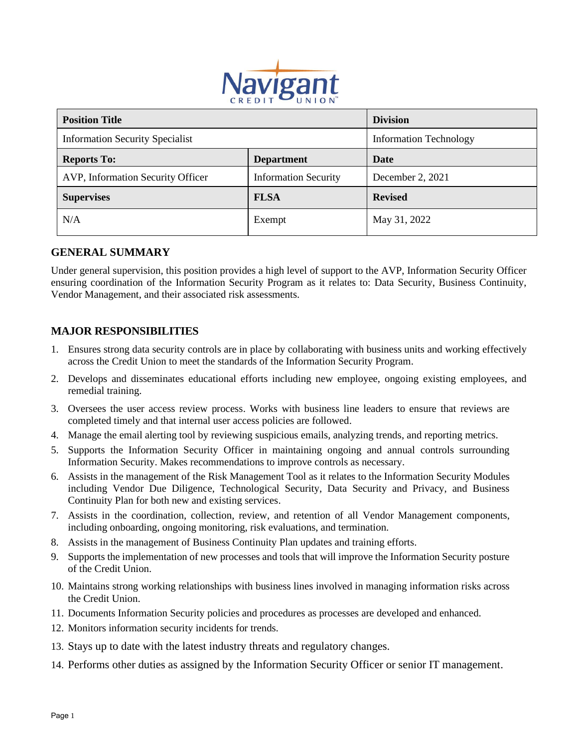| Position Title | | Division |
|---|---|---|
| Information Security Specialist | | Information Technology |
| **Reports To:** | **Department** | **Date** |
| AVP, Information Security Officer | Information Security | December 2, 2021 |
| **Supervises** | **FLSA** | **Revised** |
| N/A | Exempt | May 31, 2022 |

## GENERAL SUMMARY

Under general supervision, this position provides a high level of support to the AVP, Information Security Officer ensuring coordination of the Information Security Program as it relates to: Data Security, Business Continuity, Vendor Management, and their associated risk assessments.

## MAJOR RESPONSIBILITIES

1. Ensures strong data security controls are in place by collaborating with business units and working effectively across the Credit Union to meet the standards of the Information Security Program.
2. Develops and disseminates educational efforts including new employee, ongoing existing employees, and remedial training.
3. Oversees the user access review process. Works with business line leaders to ensure that reviews are completed timely and that internal user access policies are followed.
4. Manage the email alerting tool by reviewing suspicious emails, analyzing trends, and reporting metrics.
5. Supports the Information Security Officer in maintaining ongoing and annual controls surrounding Information Security. Makes recommendations to improve controls as necessary.
6. Assists in the management of the Risk Management Tool as it relates to the Information Security Modules including Vendor Due Diligence, Technological Security, Data Security and Privacy, and Business Continuity Plan for both new and existing services.
7. Assists in the coordination, collection, review, and retention of all Vendor Management components, including onboarding, ongoing monitoring, risk evaluations, and termination.
8. Assists in the management of Business Continuity Plan updates and training efforts.
9. Supports the implementation of new processes and tools that will improve the Information Security posture of the Credit Union.
10. Maintains strong working relationships with business lines involved in managing information risks across the Credit Union.
11. Documents Information Security policies and procedures as processes are developed and enhanced.
12. Monitors information security incidents for trends.
13. Stays up to date with the latest industry threats and regulatory changes.
14. Performs other duties as assigned by the Information Security Officer or senior IT management.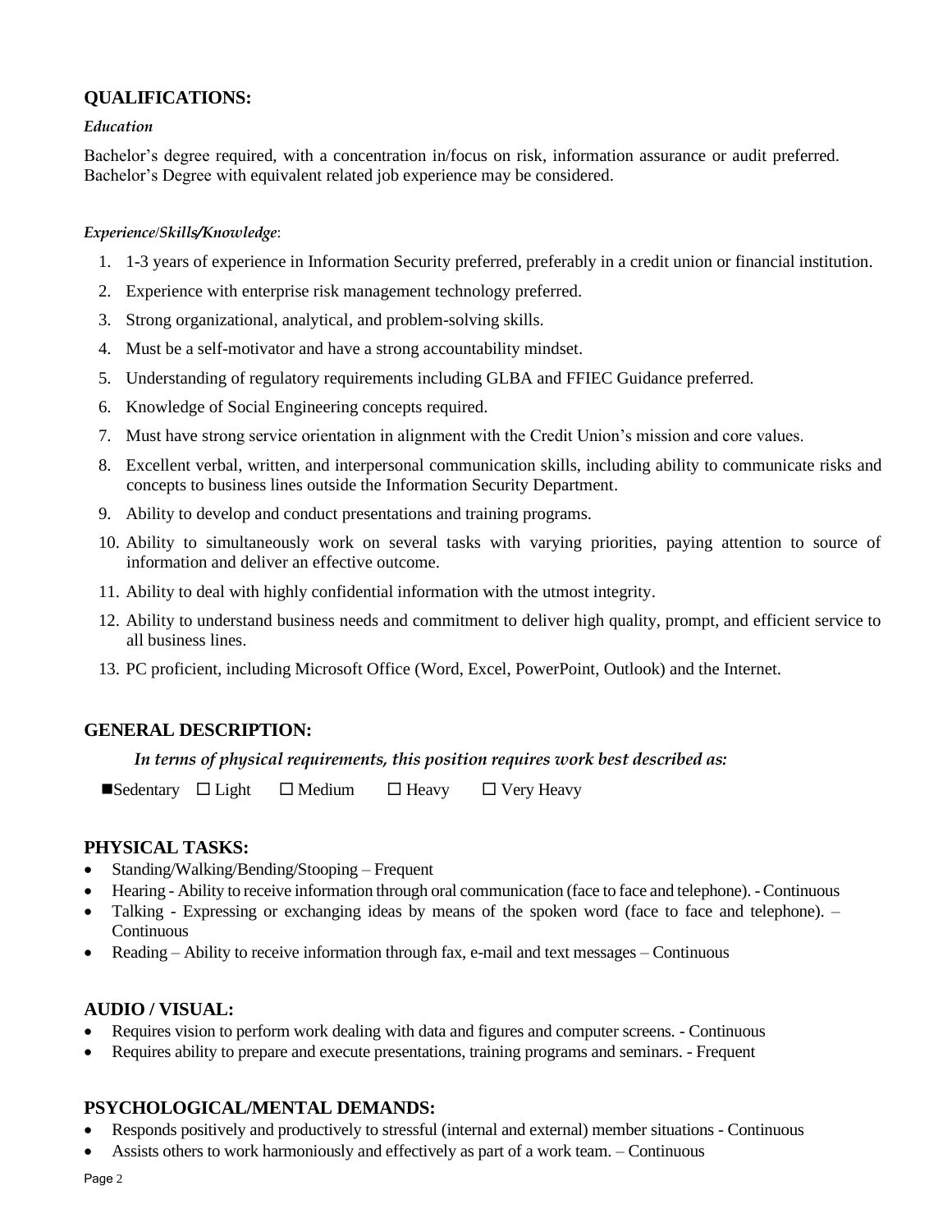## QUALIFICATIONS:

*Education*

Bachelor's degree required, with a concentration in/focus on risk, information assurance or audit preferred. Bachelor's Degree with equivalent related job experience may be considered.

*Experience/Skills/Knowledge*:

1. 1-3 years of experience in Information Security preferred, preferably in a credit union or financial institution.
2. Experience with enterprise risk management technology preferred.
3. Strong organizational, analytical, and problem-solving skills.
4. Must be a self-motivator and have a strong accountability mindset.
5. Understanding of regulatory requirements including GLBA and FFIEC Guidance preferred.
6. Knowledge of Social Engineering concepts required.
7. Must have strong service orientation in alignment with the Credit Union's mission and core values.
8. Excellent verbal, written, and interpersonal communication skills, including ability to communicate risks and concepts to business lines outside the Information Security Department.
9. Ability to develop and conduct presentations and training programs.
10. Ability to simultaneously work on several tasks with varying priorities, paying attention to source of information and deliver an effective outcome.
11. Ability to deal with highly confidential information with the utmost integrity.
12. Ability to understand business needs and commitment to deliver high quality, prompt, and efficient service to all business lines.
13. PC proficient, including Microsoft Office (Word, Excel, PowerPoint, Outlook) and the Internet.

## GENERAL DESCRIPTION:

*In terms of physical requirements, this position requires work best described as:*

■Sedentary ☐ Light ☐ Medium ☐ Heavy ☐ Very Heavy

## PHYSICAL TASKS:

- Standing/Walking/Bending/Stooping – Frequent
- Hearing - Ability to receive information through oral communication (face to face and telephone). - Continuous
- Talking - Expressing or exchanging ideas by means of the spoken word (face to face and telephone). – Continuous
- Reading – Ability to receive information through fax, e-mail and text messages – Continuous

## AUDIO / VISUAL:

- Requires vision to perform work dealing with data and figures and computer screens. - Continuous
- Requires ability to prepare and execute presentations, training programs and seminars. - Frequent

## PSYCHOLOGICAL/MENTAL DEMANDS:

- Responds positively and productively to stressful (internal and external) member situations - Continuous
- Assists others to work harmoniously and effectively as part of a work team. – Continuous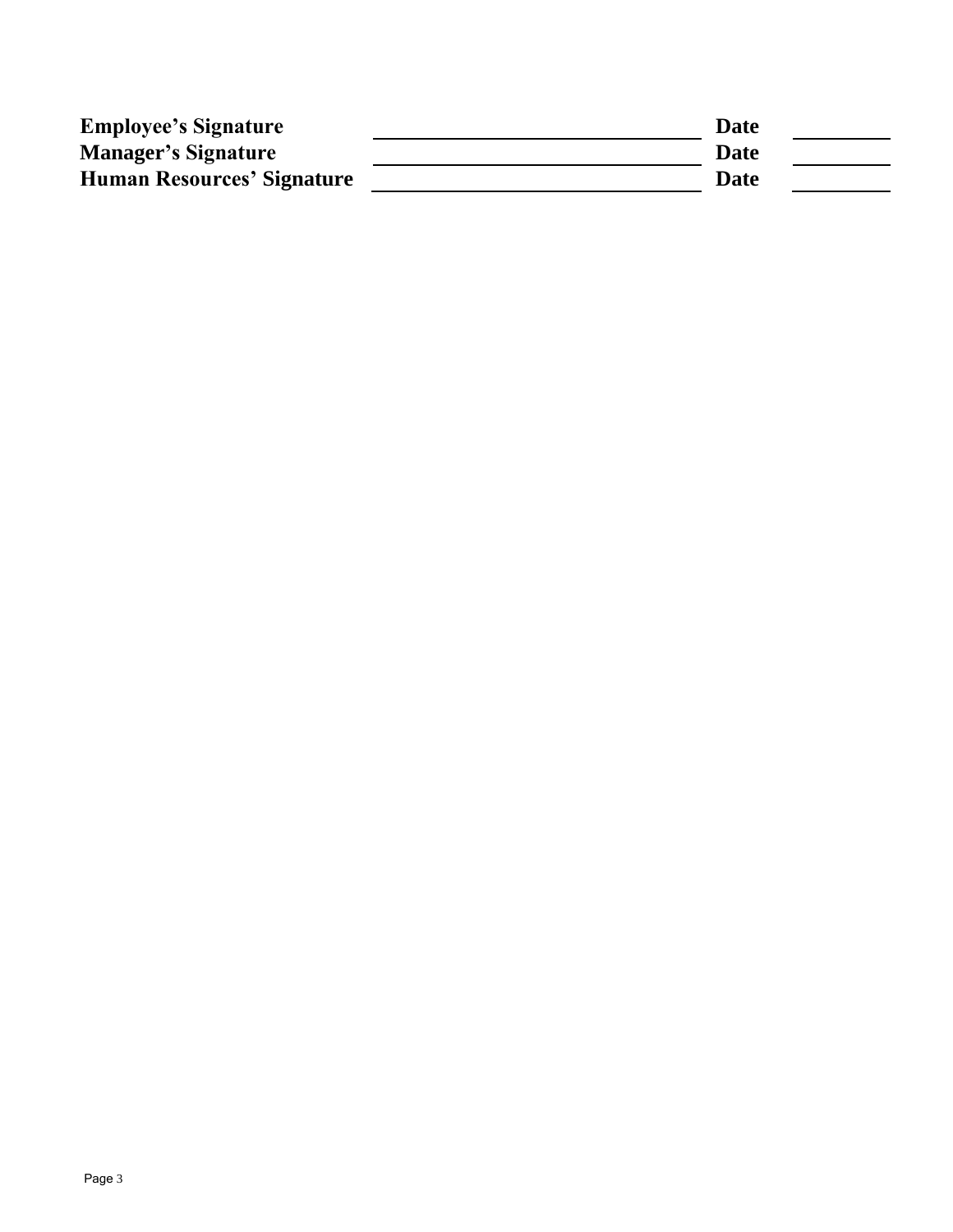| | | | |
|---|---|---|---|
| **Employee's Signature** | \_\_\_\_\_\_\_\_\_\_\_\_\_\_\_\_\_\_\_\_\_\_\_\_\_\_\_\_\_\_ | **Date** | \_\_\_\_\_\_\_\_\_\_ |
| **Manager's Signature** | \_\_\_\_\_\_\_\_\_\_\_\_\_\_\_\_\_\_\_\_\_\_\_\_\_\_\_\_\_\_ | **Date** | \_\_\_\_\_\_\_\_\_\_ |
| **Human Resources' Signature** | \_\_\_\_\_\_\_\_\_\_\_\_\_\_\_\_\_\_\_\_\_\_\_\_\_\_\_\_\_\_ | **Date** | \_\_\_\_\_\_\_\_\_\_ |